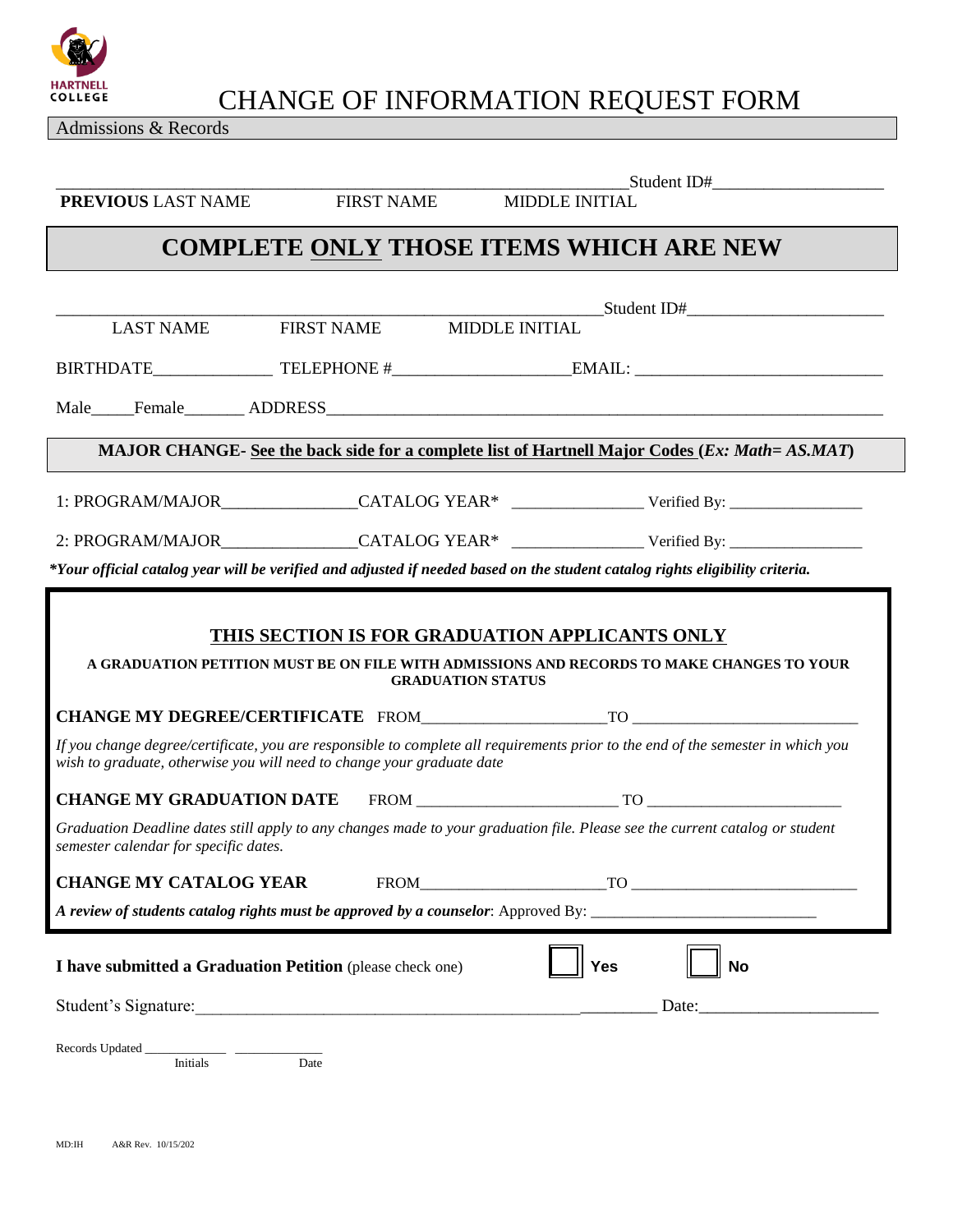HARTNELL COLLEGE

# CHANGE OF INFORMATION REQUEST FORM

Admissions & Records

_______________________________________________ Student ID#____________________

**PREVIOUS** LAST NAME FIRST NAME MIDDLE INITIAL

## COMPLETE ONLY THOSE ITEMS WHICH ARE NEW

_______________________________________________ Student ID#______________________

LAST NAME FIRST NAME MIDDLE INITIAL

BIRTHDATE_____________ TELEPHONE #___________________EMAIL: ___________________________

Male_____Female_______ ADDRESS_________________________________________________________________

**MAJOR CHANGE- See the back side for a complete list of Hartnell Major Codes (*Ex: Math= AS.MAT*)**

1: PROGRAM/MAJOR_______________CATALOG YEAR* _______________ Verified By: ________________

2: PROGRAM/MAJOR_______________CATALOG YEAR* _______________ Verified By: ________________

***Your official catalog year will be verified and adjusted if needed based on the student catalog rights eligibility criteria.***

### THIS SECTION IS FOR GRADUATION APPLICANTS ONLY

**A GRADUATION PETITION MUST BE ON FILE WITH ADMISSIONS AND RECORDS TO MAKE CHANGES TO YOUR GRADUATION STATUS**

**CHANGE MY DEGREE/CERTIFICATE** FROM_____________________TO ___________________________

*If you change degree/certificate, you are responsible to complete all requirements prior to the end of the semester in which you wish to graduate, otherwise you will need to change your graduate date*

**CHANGE MY GRADUATION DATE** FROM ________________________ TO _______________________

*Graduation Deadline dates still apply to any changes made to your graduation file. Please see the current catalog or student semester calendar for specific dates.*

**CHANGE MY CATALOG YEAR** FROM_____________________TO ___________________________

***A review of students catalog rights must be approved by a counselor***: Approved By: ____________________________

**I have submitted a Graduation Petition** (please check one) ☐ **Yes** ☐ **No**

Student's Signature:_______________________________________________ Date:_____________________

Records Updated ____________ ____________
Initials Date

MD:IH A&R Rev. 10/15/202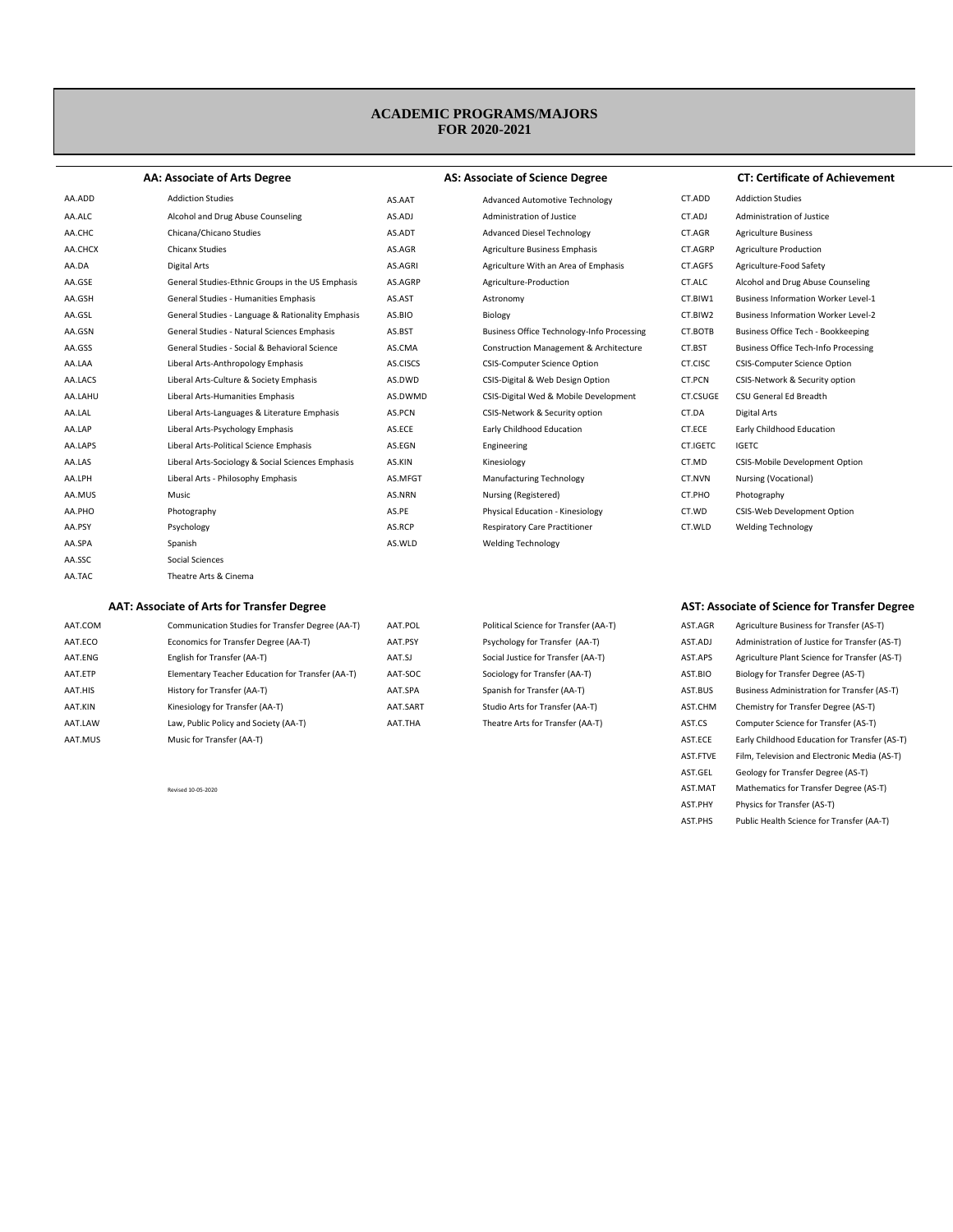# ACADEMIC PROGRAMS/MAJORS
# FOR 2020-2021

## AA: Associate of Arts Degree

| | |
|---|---|
| AA.ADD | Addiction Studies |
| AA.ALC | Alcohol and Drug Abuse Counseling |
| AA.CHC | Chicana/Chicano Studies |
| AA.CHCX | Chicanx Studies |
| AA.DA | Digital Arts |
| AA.GSE | General Studies-Ethnic Groups in the US Emphasis |
| AA.GSH | General Studies - Humanities Emphasis |
| AA.GSL | General Studies - Language & Rationality Emphasis |
| AA.GSN | General Studies - Natural Sciences Emphasis |
| AA.GSS | General Studies - Social & Behavioral Science |
| AA.LAA | Liberal Arts-Anthropology Emphasis |
| AA.LACS | Liberal Arts-Culture & Society Emphasis |
| AA.LAHU | Liberal Arts-Humanities Emphasis |
| AA.LAL | Liberal Arts-Languages & Literature Emphasis |
| AA.LAP | Liberal Arts-Psychology Emphasis |
| AA.LAPS | Liberal Arts-Political Science Emphasis |
| AA.LAS | Liberal Arts-Sociology & Social Sciences Emphasis |
| AA.LPH | Liberal Arts - Philosophy Emphasis |
| AA.MUS | Music |
| AA.PHO | Photography |
| AA.PSY | Psychology |
| AA.SPA | Spanish |
| AA.SSC | Social Sciences |
| AA.TAC | Theatre Arts & Cinema |

## AS: Associate of Science Degree

| | |
|---|---|
| AS.AAT | Advanced Automotive Technology |
| AS.ADJ | Administration of Justice |
| AS.ADT | Advanced Diesel Technology |
| AS.AGR | Agriculture Business Emphasis |
| AS.AGRI | Agriculture With an Area of Emphasis |
| AS.AGRP | Agriculture-Production |
| AS.AST | Astronomy |
| AS.BIO | Biology |
| AS.BST | Business Office Technology-Info Processing |
| AS.CMA | Construction Management & Architecture |
| AS.CISCS | CSIS-Computer Science Option |
| AS.DWD | CSIS-Digital & Web Design Option |
| AS.DWMD | CSIS-Digital Wed & Mobile Development |
| AS.PCN | CSIS-Network & Security option |
| AS.ECE | Early Childhood Education |
| AS.EGN | Engineering |
| AS.KIN | Kinesiology |
| AS.MFGT | Manufacturing Technology |
| AS.NRN | Nursing (Registered) |
| AS.PE | Physical Education - Kinesiology |
| AS.RCP | Respiratory Care Practitioner |
| AS.WLD | Welding Technology |

## CT: Certificate of Achievement

| | |
|---|---|
| CT.ADD | Addiction Studies |
| CT.ADJ | Administration of Justice |
| CT.AGR | Agriculture Business |
| CT.AGRP | Agriculture Production |
| CT.AGFS | Agriculture-Food Safety |
| CT.ALC | Alcohol and Drug Abuse Counseling |
| CT.BIW1 | Business Information Worker Level-1 |
| CT.BIW2 | Business Information Worker Level-2 |
| CT.BOTB | Business Office Tech - Bookkeeping |
| CT.BST | Business Office Tech-Info Processing |
| CT.CISC | CSIS-Computer Science Option |
| CT.PCN | CSIS-Network & Security option |
| CT.CSUGE | CSU General Ed Breadth |
| CT.DA | Digital Arts |
| CT.ECE | Early Childhood Education |
| CT.IGETC | IGETC |
| CT.MD | CSIS-Mobile Development Option |
| CT.NVN | Nursing (Vocational) |
| CT.PHO | Photography |
| CT.WD | CSIS-Web Development Option |
| CT.WLD | Welding Technology |

## AAT: Associate of Arts for Transfer Degree

| | |
|---|---|
| AAT.COM | Communication Studies for Transfer Degree (AA-T) |
| AAT.ECO | Economics for Transfer Degree (AA-T) |
| AAT.ENG | English for Transfer (AA-T) |
| AAT.ETP | Elementary Teacher Education for Transfer (AA-T) |
| AAT.HIS | History for Transfer (AA-T) |
| AAT.KIN | Kinesiology for Transfer (AA-T) |
| AAT.LAW | Law, Public Policy and Society (AA-T) |
| AAT.MUS | Music for Transfer (AA-T) |
| AAT.POL | Political Science for Transfer (AA-T) |
| AAT.PSY | Psychology for Transfer (AA-T) |
| AAT.SJ | Social Justice for Transfer (AA-T) |
| AAT-SOC | Sociology for Transfer (AA-T) |
| AAT.SPA | Spanish for Transfer (AA-T) |
| AAT.SART | Studio Arts for Transfer (AA-T) |
| AAT.THA | Theatre Arts for Transfer (AA-T) |

## AST: Associate of Science for Transfer Degree

| | |
|---|---|
| AST.AGR | Agriculture Business for Transfer (AS-T) |
| AST.ADJ | Administration of Justice for Transfer (AS-T) |
| AST.APS | Agriculture Plant Science for Transfer (AS-T) |
| AST.BIO | Biology for Transfer Degree (AS-T) |
| AST.BUS | Business Administration for Transfer (AS-T) |
| AST.CHM | Chemistry for Transfer Degree (AS-T) |
| AST.CS | Computer Science for Transfer (AS-T) |
| AST.ECE | Early Childhood Education for Transfer (AS-T) |
| AST.FTVE | Film, Television and Electronic Media (AS-T) |
| AST.GEL | Geology for Transfer Degree (AS-T) |
| AST.MAT | Mathematics for Transfer Degree (AS-T) |
| AST.PHY | Physics for Transfer (AS-T) |
| AST.PHS | Public Health Science for Transfer (AA-T) |

Revised 10-05-2020